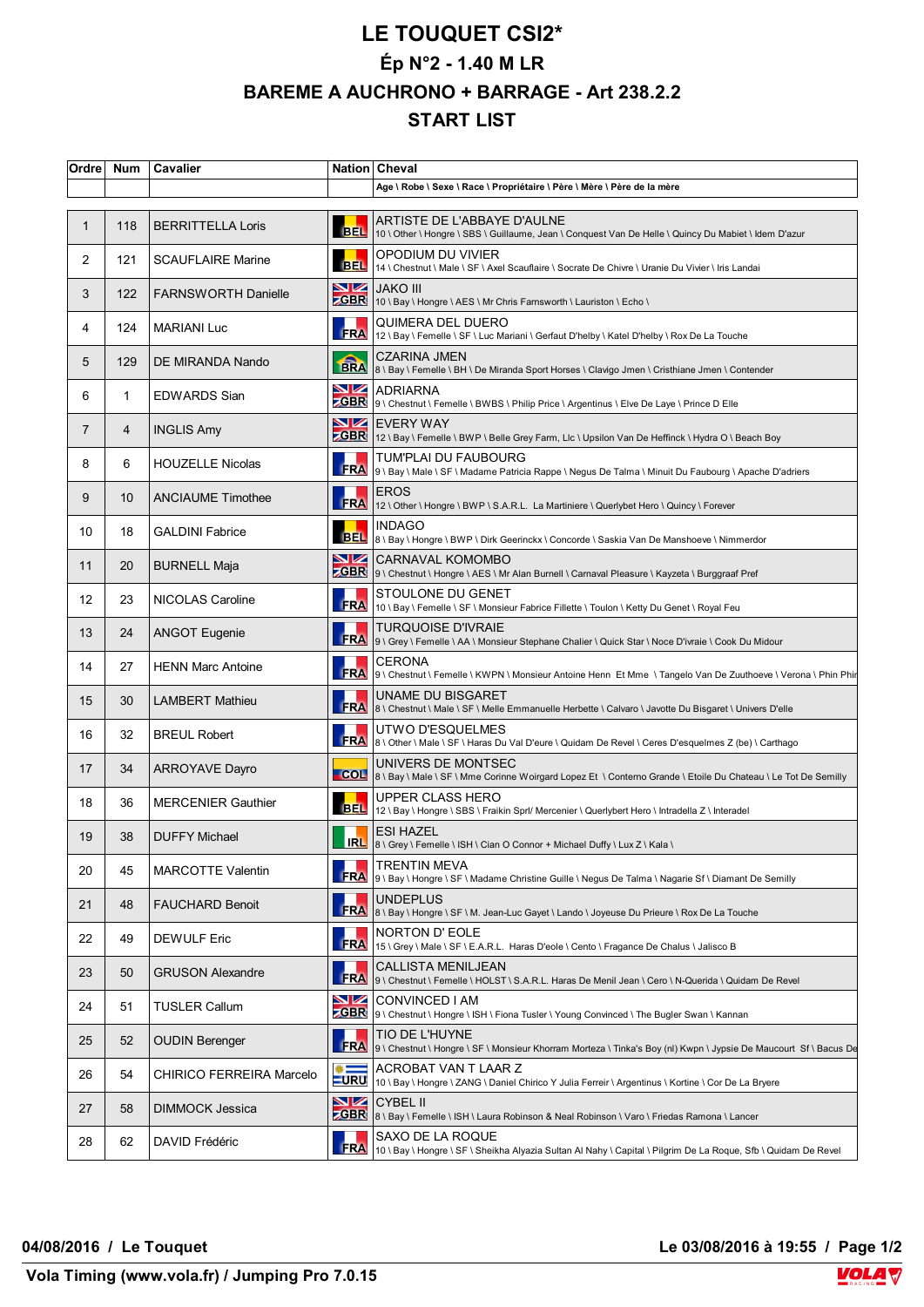# LE TOUQUET CSI2*

## Ép N°2 - 1.40 M LR

## BAREME A AUCHRONO + BARRAGE - Art 238.2.2

## START LIST

| Ordre | Num | Cavalier | Nation | Cheval |
|---|---|---|---|---|
| | | | | Age \ Robe \ Sexe \ Race \ Propriétaire \ Père \ Mère \ Père de la mère |
| 1 | 118 | BERRITTELLA Loris | BEL | ARTISTE DE L'ABBAYE D'AULNE<br>10 \ Other \ Hongre \ SBS \ Guillaume, Jean \ Conquest Van De Helle \ Quincy Du Mabiet \ Idem D'azur |
| 2 | 121 | SCAUFLAIRE Marine | BEL | OPODIUM DU VIVIER<br>14 \ Chestnut \ Male \ SF \ Axel Scauflaire \ Socrate De Chivre \ Uranie Du Vivier \ Iris Landai |
| 3 | 122 | FARNSWORTH Danielle | GBR | JAKO III<br>10 \ Bay \ Hongre \ AES \ Mr Chris Farnsworth \ Lauriston \ Echo \ |
| 4 | 124 | MARIANI Luc | FRA | QUIMERA DEL DUERO<br>12 \ Bay \ Femelle \ SF \ Luc Mariani \ Gerfaut D'helby \ Katel D'helby \ Rox De La Touche |
| 5 | 129 | DE MIRANDA Nando | BRA | CZARINA JMEN<br>8 \ Bay \ Femelle \ BH \ De Miranda Sport Horses \ Clavigo Jmen \ Cristhiane Jmen \ Contender |
| 6 | 1 | EDWARDS Sian | GBR | ADRIARNA<br>9 \ Chestnut \ Femelle \ BWBS \ Philip Price \ Argentinus \ Elve De Laye \ Prince D Elle |
| 7 | 4 | INGLIS Amy | GBR | EVERY WAY<br>12 \ Bay \ Femelle \ BWP \ Belle Grey Farm, Llc \ Upsilon Van De Heffinck \ Hydra O \ Beach Boy |
| 8 | 6 | HOUZELLE Nicolas | FRA | TUM'PLAI DU FAUBOURG<br>9 \ Bay \ Male \ SF \ Madame Patricia Rappe \ Negus De Talma \ Minuit Du Faubourg \ Apache D'adriers |
| 9 | 10 | ANCIAUME Timothee | FRA | EROS<br>12 \ Other \ Hongre \ BWP \ S.A.R.L. La Martiniere \ Querlybet Hero \ Quincy \ Forever |
| 10 | 18 | GALDINI Fabrice | BEL | INDAGO<br>8 \ Bay \ Hongre \ BWP \ Dirk Geerinckx \ Concorde \ Saskia Van De Manshoeve \ Nimmerdor |
| 11 | 20 | BURNELL Maja | GBR | CARNAVAL KOMOMBO<br>9 \ Chestnut \ Hongre \ AES \ Mr Alan Burnell \ Carnaval Pleasure \ Kayzeta \ Burggraaf Pref |
| 12 | 23 | NICOLAS Caroline | FRA | STOULONE DU GENET<br>10 \ Bay \ Femelle \ SF \ Monsieur Fabrice Fillette \ Toulon \ Ketty Du Genet \ Royal Feu |
| 13 | 24 | ANGOT Eugenie | FRA | TURQUOISE D'IVRAIE<br>9 \ Grey \ Femelle \ AA \ Monsieur Stephane Chalier \ Quick Star \ Noce D'ivraie \ Cook Du Midour |
| 14 | 27 | HENN Marc Antoine | FRA | CERONA<br>9 \ Chestnut \ Femelle \ KWPN \ Monsieur Antoine Henn Et Mme \ Tangelo Van De Zuuthoeve \ Verona \ Phin Phir |
| 15 | 30 | LAMBERT Mathieu | FRA | UNAME DU BISGARET<br>8 \ Chestnut \ Male \ SF \ Melle Emmanuelle Herbette \ Calvaro \ Javotte Du Bisgaret \ Univers D'elle |
| 16 | 32 | BREUL Robert | FRA | UTWO D'ESQUELMES<br>8 \ Other \ Male \ SF \ Haras Du Val D'eure \ Quidam De Revel \ Ceres D'esquelmes Z (be) \ Carthago |
| 17 | 34 | ARROYAVE Dayro | COL | UNIVERS DE MONTSEC<br>8 \ Bay \ Male \ SF \ Mme Corinne Woirgard Lopez Et \ Conterno Grande \ Etoile Du Chateau \ Le Tot De Semilly |
| 18 | 36 | MERCENIER Gauthier | BEL | UPPER CLASS HERO<br>12 \ Bay \ Hongre \ SBS \ Fraikin Sprl/ Mercenier \ Querlybert Hero \ Intradella Z \ Interadel |
| 19 | 38 | DUFFY Michael | IRL | ESI HAZEL<br>8 \ Grey \ Femelle \ ISH \ Cian O Connor + Michael Duffy \ Lux Z \ Kala \ |
| 20 | 45 | MARCOTTE Valentin | FRA | TRENTIN MEVA<br>9 \ Bay \ Hongre \ SF \ Madame Christine Guille \ Negus De Talma \ Nagarie Sf \ Diamant De Semilly |
| 21 | 48 | FAUCHARD Benoit | FRA | UNDEPLUS<br>8 \ Bay \ Hongre \ SF \ M. Jean-Luc Gayet \ Lando \ Joyeuse Du Prieure \ Rox De La Touche |
| 22 | 49 | DEWULF Eric | FRA | NORTON D' EOLE<br>15 \ Grey \ Male \ SF \ E.A.R.L. Haras D'eole \ Cento \ Fragance De Chalus \ Jalisco B |
| 23 | 50 | GRUSON Alexandre | FRA | CALLISTA MENILJEAN<br>9 \ Chestnut \ Femelle \ HOLST \ S.A.R.L. Haras De Menil Jean \ Cero \ N-Querida \ Quidam De Revel |
| 24 | 51 | TUSLER Callum | GBR | CONVINCED I AM<br>9 \ Chestnut \ Hongre \ ISH \ Fiona Tusler \ Young Convinced \ The Bugler Swan \ Kannan |
| 25 | 52 | OUDIN Berenger | FRA | TIO DE L'HUYNE<br>9 \ Chestnut \ Hongre \ SF \ Monsieur Khorram Morteza \ Tinka's Boy (nl) Kwpn \ Jypsie De Maucourt Sf \ Bacus De |
| 26 | 54 | CHIRICO FERREIRA Marcelo | URU | ACROBAT VAN T LAAR Z<br>10 \ Bay \ Hongre \ ZANG \ Daniel Chirico Y Julia Ferreir \ Argentinus \ Kortine \ Cor De La Bryere |
| 27 | 58 | DIMMOCK Jessica | GBR | CYBEL II<br>8 \ Bay \ Femelle \ ISH \ Laura Robinson & Neal Robinson \ Varo \ Friedas Ramona \ Lancer |
| 28 | 62 | DAVID Frédéric | FRA | SAXO DE LA ROQUE<br>10 \ Bay \ Hongre \ SF \ Sheikha Alyazia Sultan Al Nahy \ Capital \ Pilgrim De La Roque, Sfb \ Quidam De Revel |

**04/08/2016 / Le Touquet** — **Le 03/08/2016 à 19:55**

**Vola Timing (www.vola.fr) / Jumping Pro 7.0.15**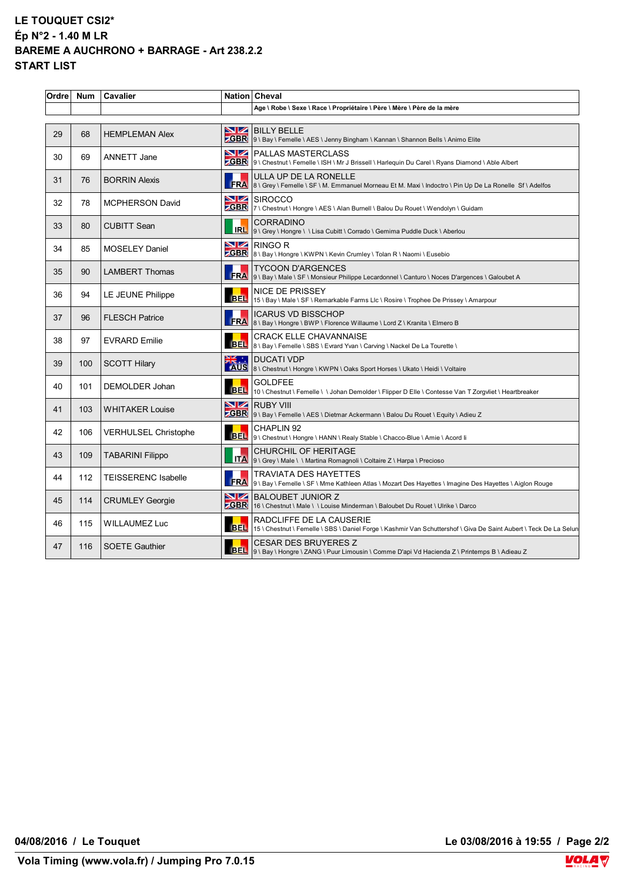**LE TOUQUET CSI2***

**Ép N°2 - 1.40 M LR**

**BAREME A AUCHRONO + BARRAGE - Art 238.2.2**

**START LIST**

| Ordre | Num | Cavalier | Nation | Cheval |
|---|---|---|---|---|
| | | | | Age \ Robe \ Sexe \ Race \ Propriétaire \ Père \ Mère \ Père de la mère |
| 29 | 68 | HEMPLEMAN Alex | GBR | BILLY BELLE<br>9 \ Bay \ Femelle \ AES \ Jenny Bingham \ Kannan \ Shannon Bells \ Animo Elite |
| 30 | 69 | ANNETT Jane | GBR | PALLAS MASTERCLASS<br>9 \ Chestnut \ Femelle \ ISH \ Mr J Brissell \ Harlequin Du Carel \ Ryans Diamond \ Able Albert |
| 31 | 76 | BORRIN Alexis | FRA | ULLA UP DE LA RONELLE<br>8 \ Grey \ Femelle \ SF \ M. Emmanuel Morneau Et M. Maxi \ Indoctro \ Pin Up De La Ronelle Sf \ Adelfos |
| 32 | 78 | MCPHERSON David | GBR | SIROCCO<br>7 \ Chestnut \ Hongre \ AES \ Alan Burnell \ Balou Du Rouet \ Wendolyn \ Guidam |
| 33 | 80 | CUBITT Sean | IRL | CORRADINO<br>9 \ Grey \ Hongre \ \ Lisa Cubitt \ Corrado \ Gemima Puddle Duck \ Aberlou |
| 34 | 85 | MOSELEY Daniel | GBR | RINGO R<br>8 \ Bay \ Hongre \ KWPN \ Kevin Crumley \ Tolan R \ Naomi \ Eusebio |
| 35 | 90 | LAMBERT Thomas | FRA | TYCOON D'ARGENCES<br>9 \ Bay \ Male \ SF \ Monsieur Philippe Lecardonnel \ Canturo \ Noces D'argences \ Galoubet A |
| 36 | 94 | LE JEUNE Philippe | BEL | NICE DE PRISSEY<br>15 \ Bay \ Male \ SF \ Remarkable Farms Llc \ Rosire \ Trophee De Prissey \ Amarpour |
| 37 | 96 | FLESCH Patrice | FRA | ICARUS VD BISSCHOP<br>8 \ Bay \ Hongre \ BWP \ Florence Willaume \ Lord Z \ Kranita \ Elmero B |
| 38 | 97 | EVRARD Emilie | BEL | CRACK ELLE CHAVANNAISE<br>8 \ Bay \ Femelle \ SBS \ Evrard Yvan \ Carving \ Nackel De La Tourette \ |
| 39 | 100 | SCOTT Hilary | AUS | DUCATI VDP<br>8 \ Chestnut \ Hongre \ KWPN \ Oaks Sport Horses \ Ukato \ Heidi \ Voltaire |
| 40 | 101 | DEMOLDER Johan | BEL | GOLDFEE<br>10 \ Chestnut \ Femelle \ \ Johan Demolder \ Flipper D Elle \ Contesse Van T Zorgvliet \ Heartbreaker |
| 41 | 103 | WHITAKER Louise | GBR | RUBY VIII<br>9 \ Bay \ Femelle \ AES \ Dietmar Ackermann \ Balou Du Rouet \ Equity \ Adieu Z |
| 42 | 106 | VERHULSEL Christophe | BEL | CHAPLIN 92<br>9 \ Chestnut \ Hongre \ HANN \ Realy Stable \ Chacco-Blue \ Amie \ Acord Ii |
| 43 | 109 | TABARINI Filippo | ITA | CHURCHIL OF HERITAGE<br>9 \ Grey \ Male \ \ Martina Romagnoli \ Coltaire Z \ Harpa \ Precioso |
| 44 | 112 | TEISSERENC Isabelle | FRA | TRAVIATA DES HAYETTES<br>9 \ Bay \ Femelle \ SF \ Mme Kathleen Atlas \ Mozart Des Hayettes \ Imagine Des Hayettes \ Aiglon Rouge |
| 45 | 114 | CRUMLEY Georgie | GBR | BALOUBET JUNIOR Z<br>16 \ Chestnut \ Male \ \ Louise Minderman \ Baloubet Du Rouet \ Ulrike \ Darco |
| 46 | 115 | WILLAUMEZ Luc | BEL | RADCLIFFE DE LA CAUSERIE<br>15 \ Chestnut \ Femelle \ SBS \ Daniel Forge \ Kashmir Van Schuttershof \ Giva De Saint Aubert \ Teck De La Selun |
| 47 | 116 | SOETE Gauthier | BEL | CESAR DES BRUYERES Z<br>9 \ Bay \ Hongre \ ZANG \ Puur Limousin \ Comme D'api Vd Hacienda Z \ Printemps B \ Adieau Z |

**04/08/2016 / Le Touquet** **Le 03/08/2016 à 19:55**

**Vola Timing (www.vola.fr) / Jumping Pro 7.0.15**